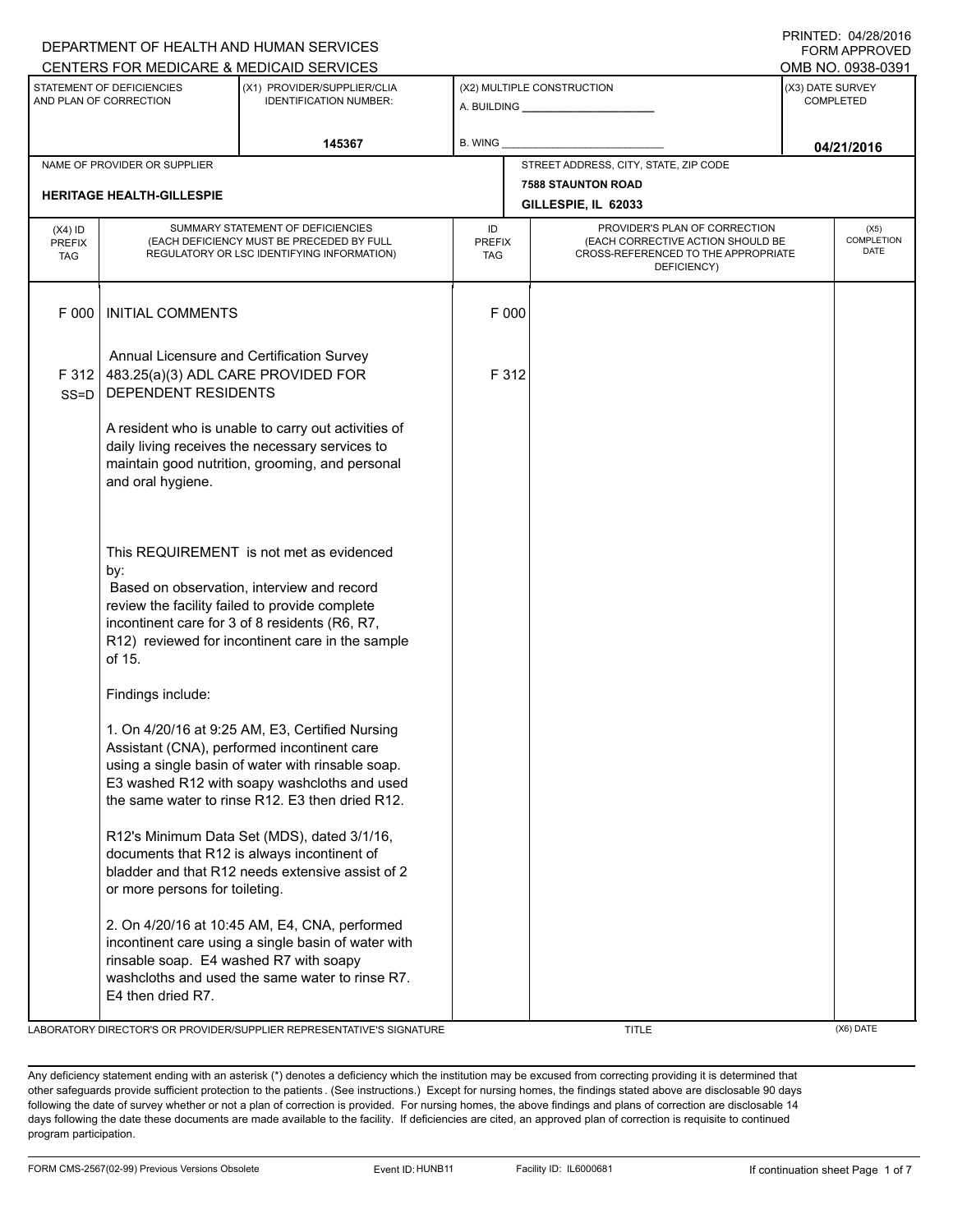DEPARTMENT OF HEALTH AND HUMAN SERVICES
CENTERS FOR MEDICARE & MEDICAID SERVICES

PRINTED: 04/28/2016
FORM APPROVED
OMB NO. 0938-0391

| STATEMENT OF DEFICIENCIES AND PLAN OF CORRECTION | (X1) PROVIDER/SUPPLIER/CLIA IDENTIFICATION NUMBER: | (X2) MULTIPLE CONSTRUCTION | (X3) DATE SURVEY COMPLETED |
|---|---|---|---|
| | 145367 | A. BUILDING ______ B. WING ______ | 04/21/2016 |

| NAME OF PROVIDER OR SUPPLIER | STREET ADDRESS, CITY, STATE, ZIP CODE |
|---|---|
| HERITAGE HEALTH-GILLESPIE | 7588 STAUNTON ROAD GILLESPIE, IL 62033 |

| (X4) ID PREFIX TAG | SUMMARY STATEMENT OF DEFICIENCIES (EACH DEFICIENCY MUST BE PRECEDED BY FULL REGULATORY OR LSC IDENTIFYING INFORMATION) | ID PREFIX TAG | PROVIDER'S PLAN OF CORRECTION (EACH CORRECTIVE ACTION SHOULD BE CROSS-REFERENCED TO THE APPROPRIATE DEFICIENCY) | (X5) COMPLETION DATE |
|---|---|---|---|---|
| F 000 | INITIAL COMMENTS | F 000 | | |
| | Annual Licensure and Certification Survey | | | |
| F 312 SS=D | 483.25(a)(3) ADL CARE PROVIDED FOR DEPENDENT RESIDENTS | F 312 | | |

A resident who is unable to carry out activities of daily living receives the necessary services to maintain good nutrition, grooming, and personal and oral hygiene.

This REQUIREMENT is not met as evidenced by:
Based on observation, interview and record review the facility failed to provide complete incontinent care for 3 of 8 residents (R6, R7, R12) reviewed for incontinent care in the sample of 15.

Findings include:

1. On 4/20/16 at 9:25 AM, E3, Certified Nursing Assistant (CNA), performed incontinent care using a single basin of water with rinsable soap. E3 washed R12 with soapy washcloths and used the same water to rinse R12. E3 then dried R12.

R12's Minimum Data Set (MDS), dated 3/1/16, documents that R12 is always incontinent of bladder and that R12 needs extensive assist of 2 or more persons for toileting.

2. On 4/20/16 at 10:45 AM, E4, CNA, performed incontinent care using a single basin of water with rinsable soap. E4 washed R7 with soapy washcloths and used the same water to rinse R7. E4 then dried R7.

LABORATORY DIRECTOR'S OR PROVIDER/SUPPLIER REPRESENTATIVE'S SIGNATURE | TITLE | (X6) DATE

Any deficiency statement ending with an asterisk (*) denotes a deficiency which the institution may be excused from correcting providing it is determined that other safeguards provide sufficient protection to the patients. (See instructions.) Except for nursing homes, the findings stated above are disclosable 90 days following the date of survey whether or not a plan of correction is provided. For nursing homes, the above findings and plans of correction are disclosable 14 days following the date these documents are made available to the facility. If deficiencies are cited, an approved plan of correction is requisite to continued program participation.

FORM CMS-2567(02-99) Previous Versions Obsolete | Event ID: HUNB11 | Facility ID: IL6000681 | If continuation sheet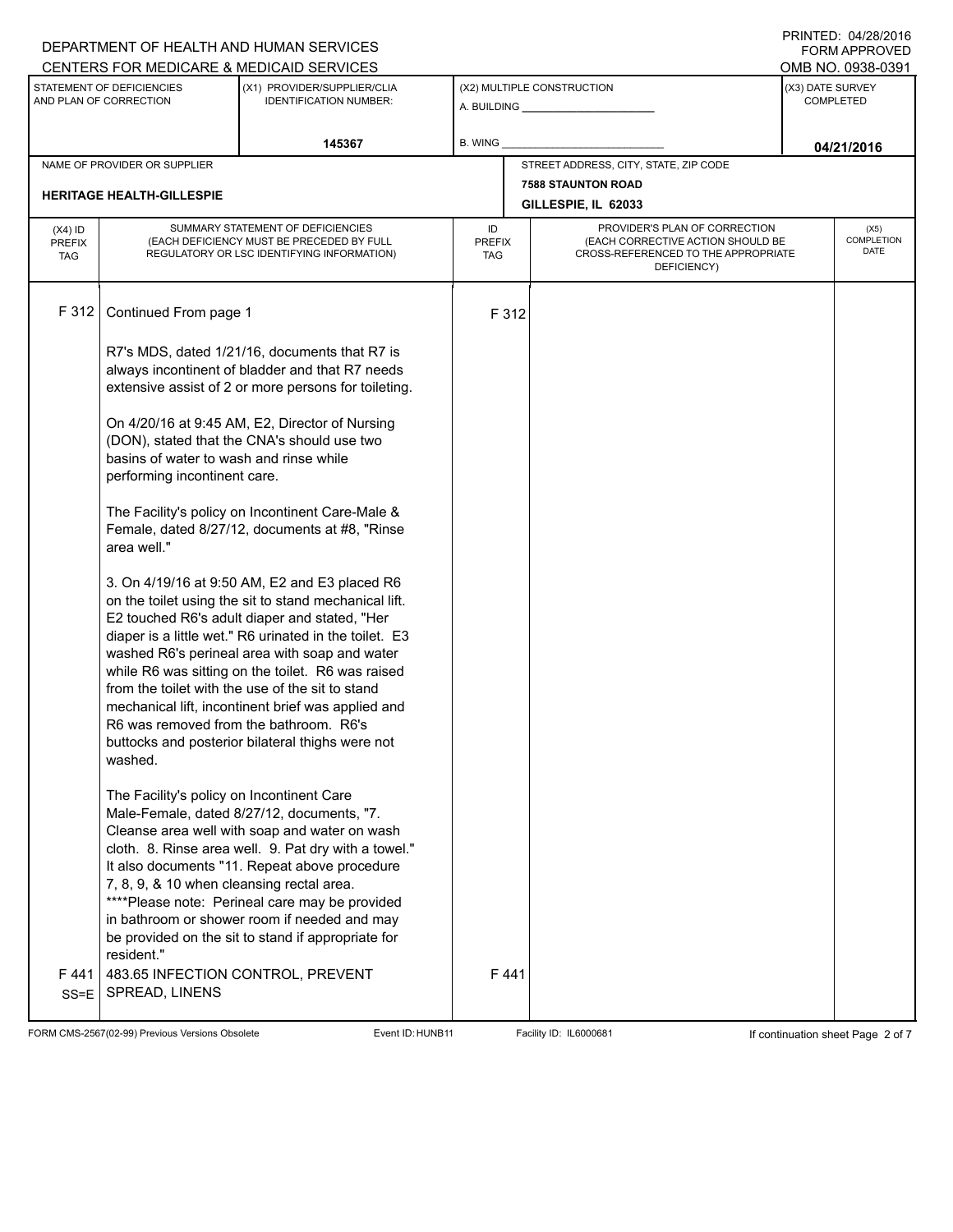DEPARTMENT OF HEALTH AND HUMAN SERVICES
CENTERS FOR MEDICARE & MEDICAID SERVICES

PRINTED: 04/28/2016
FORM APPROVED
OMB NO. 0938-0391

| STATEMENT OF DEFICIENCIES AND PLAN OF CORRECTION | (X1) PROVIDER/SUPPLIER/CLIA IDENTIFICATION NUMBER: | (X2) MULTIPLE CONSTRUCTION | (X3) DATE SURVEY COMPLETED |
|---|---|---|---|
| | 145367 | A. BUILDING ______ B. WING ______ | 04/21/2016 |

| NAME OF PROVIDER OR SUPPLIER | STREET ADDRESS, CITY, STATE, ZIP CODE |
|---|---|
| HERITAGE HEALTH-GILLESPIE | 7588 STAUNTON ROAD GILLESPIE, IL 62033 |

| (X4) ID PREFIX TAG | SUMMARY STATEMENT OF DEFICIENCIES (EACH DEFICIENCY MUST BE PRECEDED BY FULL REGULATORY OR LSC IDENTIFYING INFORMATION) | ID PREFIX TAG | PROVIDER'S PLAN OF CORRECTION (EACH CORRECTIVE ACTION SHOULD BE CROSS-REFERENCED TO THE APPROPRIATE DEFICIENCY) | (X5) COMPLETION DATE |
|---|---|---|---|---|
| F 312 | Continued From page 1<br><br>R7's MDS, dated 1/21/16, documents that R7 is always incontinent of bladder and that R7 needs extensive assist of 2 or more persons for toileting.<br><br>On 4/20/16 at 9:45 AM, E2, Director of Nursing (DON), stated that the CNA's should use two basins of water to wash and rinse while performing incontinent care.<br><br>The Facility's policy on Incontinent Care-Male & Female, dated 8/27/12, documents at #8, "Rinse area well."<br><br>3. On 4/19/16 at 9:50 AM, E2 and E3 placed R6 on the toilet using the sit to stand mechanical lift. E2 touched R6's adult diaper and stated, "Her diaper is a little wet." R6 urinated in the toilet. E3 washed R6's perineal area with soap and water while R6 was sitting on the toilet. R6 was raised from the toilet with the use of the sit to stand mechanical lift, incontinent brief was applied and R6 was removed from the bathroom. R6's buttocks and posterior bilateral thighs were not washed.<br><br>The Facility's policy on Incontinent Care Male-Female, dated 8/27/12, documents, "7. Cleanse area well with soap and water on wash cloth. 8. Rinse area well. 9. Pat dry with a towel." It also documents "11. Repeat above procedure 7, 8, 9, & 10 when cleansing rectal area. ****Please note: Perineal care may be provided in bathroom or shower room if needed and may be provided on the sit to stand if appropriate for resident." | F 312 | | |
| F 441 SS=E | 483.65 INFECTION CONTROL, PREVENT SPREAD, LINENS | F 441 | | |

FORM CMS-2567(02-99) Previous Versions Obsolete Event ID: HUNB11 Facility ID: IL6000681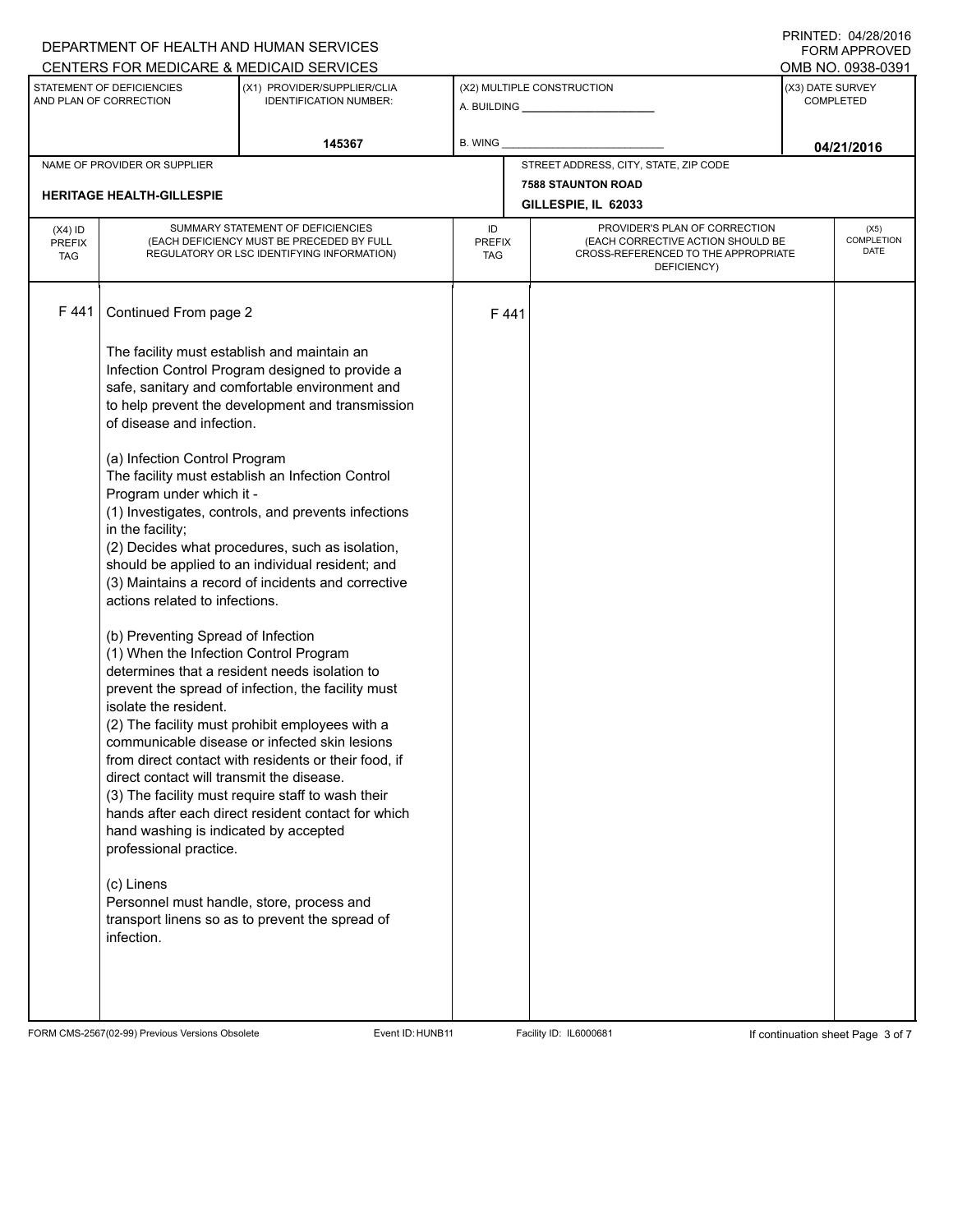DEPARTMENT OF HEALTH AND HUMAN SERVICES
CENTERS FOR MEDICARE & MEDICAID SERVICES

PRINTED: 04/28/2016
FORM APPROVED
OMB NO. 0938-0391

| STATEMENT OF DEFICIENCIES AND PLAN OF CORRECTION | (X1) PROVIDER/SUPPLIER/CLIA IDENTIFICATION NUMBER: | (X2) MULTIPLE CONSTRUCTION | (X3) DATE SURVEY COMPLETED |
|---|---|---|---|
| | 145367 | A. BUILDING _______ B. WING _______ | 04/21/2016 |

| NAME OF PROVIDER OR SUPPLIER | STREET ADDRESS, CITY, STATE, ZIP CODE |
|---|---|
| HERITAGE HEALTH-GILLESPIE | 7588 STAUNTON ROAD, GILLESPIE, IL 62033 |

| (X4) ID PREFIX TAG | SUMMARY STATEMENT OF DEFICIENCIES (EACH DEFICIENCY MUST BE PRECEDED BY FULL REGULATORY OR LSC IDENTIFYING INFORMATION) | ID PREFIX TAG | PROVIDER'S PLAN OF CORRECTION (EACH CORRECTIVE ACTION SHOULD BE CROSS-REFERENCED TO THE APPROPRIATE DEFICIENCY) | (X5) COMPLETION DATE |
|---|---|---|---|---|
| F 441 | Continued From page 2 | F 441 | | |

The facility must establish and maintain an Infection Control Program designed to provide a safe, sanitary and comfortable environment and to help prevent the development and transmission of disease and infection.

(a) Infection Control Program
The facility must establish an Infection Control Program under which it -
(1) Investigates, controls, and prevents infections in the facility;
(2) Decides what procedures, such as isolation, should be applied to an individual resident; and
(3) Maintains a record of incidents and corrective actions related to infections.

(b) Preventing Spread of Infection
(1) When the Infection Control Program determines that a resident needs isolation to prevent the spread of infection, the facility must isolate the resident.
(2) The facility must prohibit employees with a communicable disease or infected skin lesions from direct contact with residents or their food, if direct contact will transmit the disease.
(3) The facility must require staff to wash their hands after each direct resident contact for which hand washing is indicated by accepted professional practice.

(c) Linens
Personnel must handle, store, process and transport linens so as to prevent the spread of infection.

FORM CMS-2567(02-99) Previous Versions Obsolete | Event ID: HUNB11 | Facility ID: IL6000681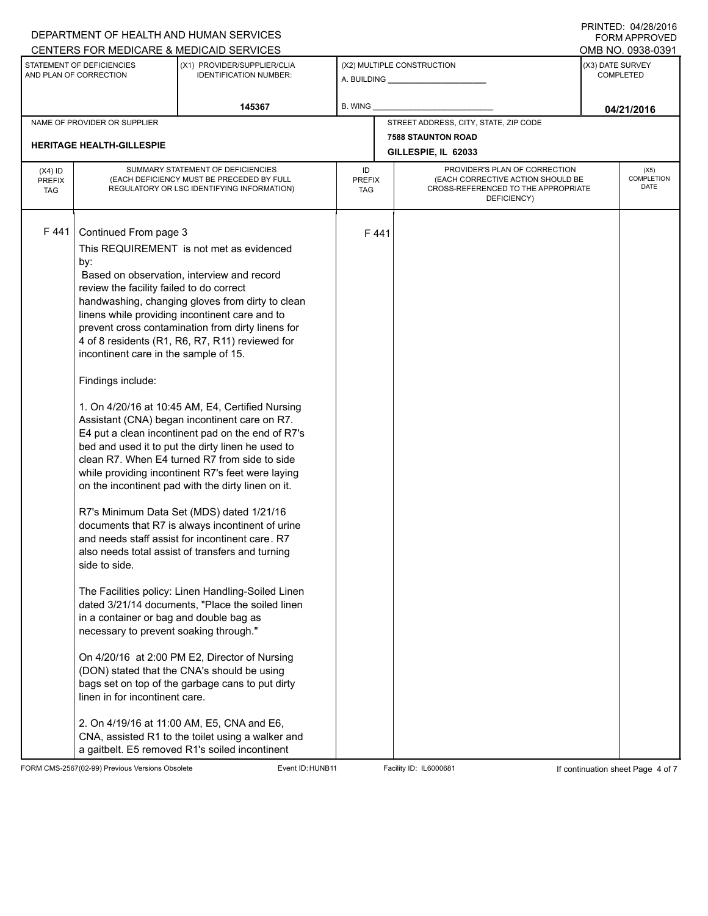DEPARTMENT OF HEALTH AND HUMAN SERVICES
CENTERS FOR MEDICARE & MEDICAID SERVICES

PRINTED: 04/28/2016
FORM APPROVED
OMB NO. 0938-0391

| STATEMENT OF DEFICIENCIES AND PLAN OF CORRECTION | (X1) PROVIDER/SUPPLIER/CLIA IDENTIFICATION NUMBER: | (X2) MULTIPLE CONSTRUCTION | (X3) DATE SURVEY COMPLETED |
|---|---|---|---|
| | 145367 | A. BUILDING ______ B. WING ______ | 04/21/2016 |

| NAME OF PROVIDER OR SUPPLIER | STREET ADDRESS, CITY, STATE, ZIP CODE |
|---|---|
| HERITAGE HEALTH-GILLESPIE | 7588 STAUNTON ROAD GILLESPIE, IL 62033 |

| (X4) ID PREFIX TAG | SUMMARY STATEMENT OF DEFICIENCIES (EACH DEFICIENCY MUST BE PRECEDED BY FULL REGULATORY OR LSC IDENTIFYING INFORMATION) | ID PREFIX TAG | PROVIDER'S PLAN OF CORRECTION (EACH CORRECTIVE ACTION SHOULD BE CROSS-REFERENCED TO THE APPROPRIATE DEFICIENCY) | (X5) COMPLETION DATE |
|---|---|---|---|---|
| F 441 | Continued From page 3 | F 441 | | |

This REQUIREMENT is not met as evidenced by:

Based on observation, interview and record review the facility failed to do correct handwashing, changing gloves from dirty to clean linens while providing incontinent care and to prevent cross contamination from dirty linens for 4 of 8 residents (R1, R6, R7, R11) reviewed for incontinent care in the sample of 15.

Findings include:

1. On 4/20/16 at 10:45 AM, E4, Certified Nursing Assistant (CNA) began incontinent care on R7. E4 put a clean incontinent pad on the end of R7's bed and used it to put the dirty linen he used to clean R7. When E4 turned R7 from side to side while providing incontinent R7's feet were laying on the incontinent pad with the dirty linen on it.

R7's Minimum Data Set (MDS) dated 1/21/16 documents that R7 is always incontinent of urine and needs staff assist for incontinent care. R7 also needs total assist of transfers and turning side to side.

The Facilities policy: Linen Handling-Soiled Linen dated 3/21/14 documents, "Place the soiled linen in a container or bag and double bag as necessary to prevent soaking through."

On 4/20/16 at 2:00 PM E2, Director of Nursing (DON) stated that the CNA's should be using bags set on top of the garbage cans to put dirty linen in for incontinent care.

2. On 4/19/16 at 11:00 AM, E5, CNA and E6, CNA, assisted R1 to the toilet using a walker and a gaitbelt. E5 removed R1's soiled incontinent

FORM CMS-2567(02-99) Previous Versions Obsolete Event ID: HUNB11 Facility ID: IL6000681 If continuation sheet Page 4 of 7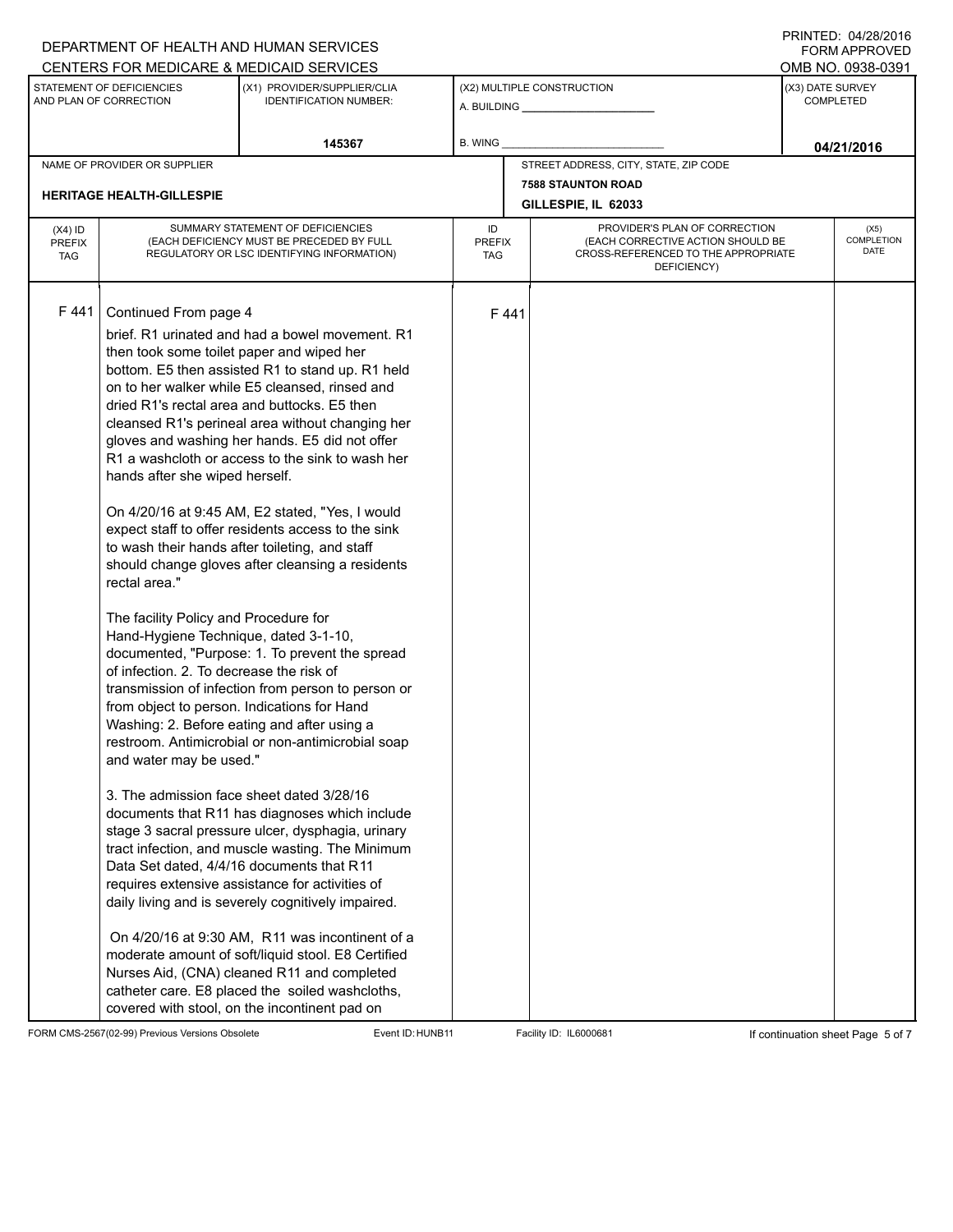DEPARTMENT OF HEALTH AND HUMAN SERVICES
CENTERS FOR MEDICARE & MEDICAID SERVICES

PRINTED: 04/28/2016
FORM APPROVED
OMB NO. 0938-0391

| STATEMENT OF DEFICIENCIES AND PLAN OF CORRECTION | (X1) PROVIDER/SUPPLIER/CLIA IDENTIFICATION NUMBER: | (X2) MULTIPLE CONSTRUCTION | (X3) DATE SURVEY COMPLETED |
|---|---|---|---|
| | 145367 | A. BUILDING _______ B. WING _______ | 04/21/2016 |

| NAME OF PROVIDER OR SUPPLIER | STREET ADDRESS, CITY, STATE, ZIP CODE |
|---|---|
| HERITAGE HEALTH-GILLESPIE | 7588 STAUNTON ROAD GILLESPIE, IL 62033 |

| (X4) ID PREFIX TAG | SUMMARY STATEMENT OF DEFICIENCIES (EACH DEFICIENCY MUST BE PRECEDED BY FULL REGULATORY OR LSC IDENTIFYING INFORMATION) | ID PREFIX TAG | PROVIDER'S PLAN OF CORRECTION (EACH CORRECTIVE ACTION SHOULD BE CROSS-REFERENCED TO THE APPROPRIATE DEFICIENCY) | (X5) COMPLETION DATE |
|---|---|---|---|---|
| F 441 | Continued From page 4 | F 441 | | |

brief. R1 urinated and had a bowel movement. R1 then took some toilet paper and wiped her bottom. E5 then assisted R1 to stand up. R1 held on to her walker while E5 cleansed, rinsed and dried R1's rectal area and buttocks. E5 then cleansed R1's perineal area without changing her gloves and washing her hands. E5 did not offer R1 a washcloth or access to the sink to wash her hands after she wiped herself.

On 4/20/16 at 9:45 AM, E2 stated, "Yes, I would expect staff to offer residents access to the sink to wash their hands after toileting, and staff should change gloves after cleansing a residents rectal area."

The facility Policy and Procedure for Hand-Hygiene Technique, dated 3-1-10, documented, "Purpose: 1. To prevent the spread of infection. 2. To decrease the risk of transmission of infection from person to person or from object to person. Indications for Hand Washing: 2. Before eating and after using a restroom. Antimicrobial or non-antimicrobial soap and water may be used."

3. The admission face sheet dated 3/28/16 documents that R11 has diagnoses which include stage 3 sacral pressure ulcer, dysphagia, urinary tract infection, and muscle wasting. The Minimum Data Set dated, 4/4/16 documents that R11 requires extensive assistance for activities of daily living and is severely cognitively impaired.

On 4/20/16 at 9:30 AM, R11 was incontinent of a moderate amount of soft/liquid stool. E8 Certified Nurses Aid, (CNA) cleaned R11 and completed catheter care. E8 placed the soiled washcloths, covered with stool, on the incontinent pad on

FORM CMS-2567(02-99) Previous Versions Obsolete Event ID: HUNB11 Facility ID: IL6000681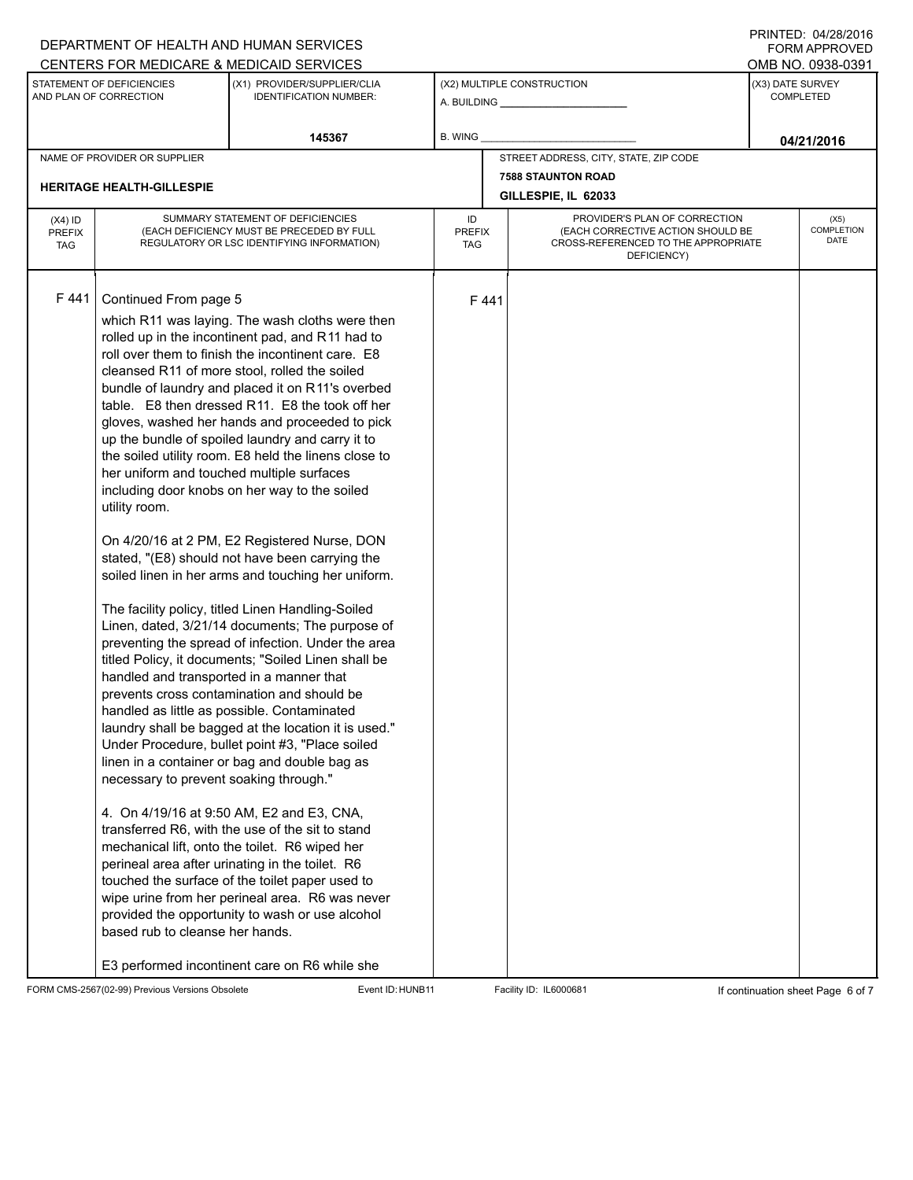DEPARTMENT OF HEALTH AND HUMAN SERVICES
CENTERS FOR MEDICARE & MEDICAID SERVICES

PRINTED: 04/28/2016
FORM APPROVED
OMB NO. 0938-0391

| STATEMENT OF DEFICIENCIES AND PLAN OF CORRECTION | (X1) PROVIDER/SUPPLIER/CLIA IDENTIFICATION NUMBER: | (X2) MULTIPLE CONSTRUCTION | (X3) DATE SURVEY COMPLETED |
|---|---|---|---|
| | 145367 | A. BUILDING ______ B. WING ______ | 04/21/2016 |

| NAME OF PROVIDER OR SUPPLIER | STREET ADDRESS, CITY, STATE, ZIP CODE |
|---|---|
| HERITAGE HEALTH-GILLESPIE | 7588 STAUNTON ROAD GILLESPIE, IL 62033 |

| (X4) ID PREFIX TAG | SUMMARY STATEMENT OF DEFICIENCIES (EACH DEFICIENCY MUST BE PRECEDED BY FULL REGULATORY OR LSC IDENTIFYING INFORMATION) | ID PREFIX TAG | PROVIDER'S PLAN OF CORRECTION (EACH CORRECTIVE ACTION SHOULD BE CROSS-REFERENCED TO THE APPROPRIATE DEFICIENCY) | (X5) COMPLETION DATE |
|---|---|---|---|---|
| F 441 | Continued From page 5 | F 441 | | |

which R11 was laying. The wash cloths were then rolled up in the incontinent pad, and R11 had to roll over them to finish the incontinent care. E8 cleansed R11 of more stool, rolled the soiled bundle of laundry and placed it on R11's overbed table. E8 then dressed R11. E8 the took off her gloves, washed her hands and proceeded to pick up the bundle of spoiled laundry and carry it to the soiled utility room. E8 held the linens close to her uniform and touched multiple surfaces including door knobs on her way to the soiled utility room.

On 4/20/16 at 2 PM, E2 Registered Nurse, DON stated, "(E8) should not have been carrying the soiled linen in her arms and touching her uniform.

The facility policy, titled Linen Handling-Soiled Linen, dated, 3/21/14 documents; The purpose of preventing the spread of infection. Under the area titled Policy, it documents; "Soiled Linen shall be handled and transported in a manner that prevents cross contamination and should be handled as little as possible. Contaminated laundry shall be bagged at the location it is used." Under Procedure, bullet point #3, "Place soiled linen in a container or bag and double bag as necessary to prevent soaking through."

4. On 4/19/16 at 9:50 AM, E2 and E3, CNA, transferred R6, with the use of the sit to stand mechanical lift, onto the toilet. R6 wiped her perineal area after urinating in the toilet. R6 touched the surface of the toilet paper used to wipe urine from her perineal area. R6 was never provided the opportunity to wash or use alcohol based rub to cleanse her hands.

E3 performed incontinent care on R6 while she

FORM CMS-2567(02-99) Previous Versions Obsolete Event ID: HUNB11 Facility ID: IL6000681 If continuation sheet Page 6 of 7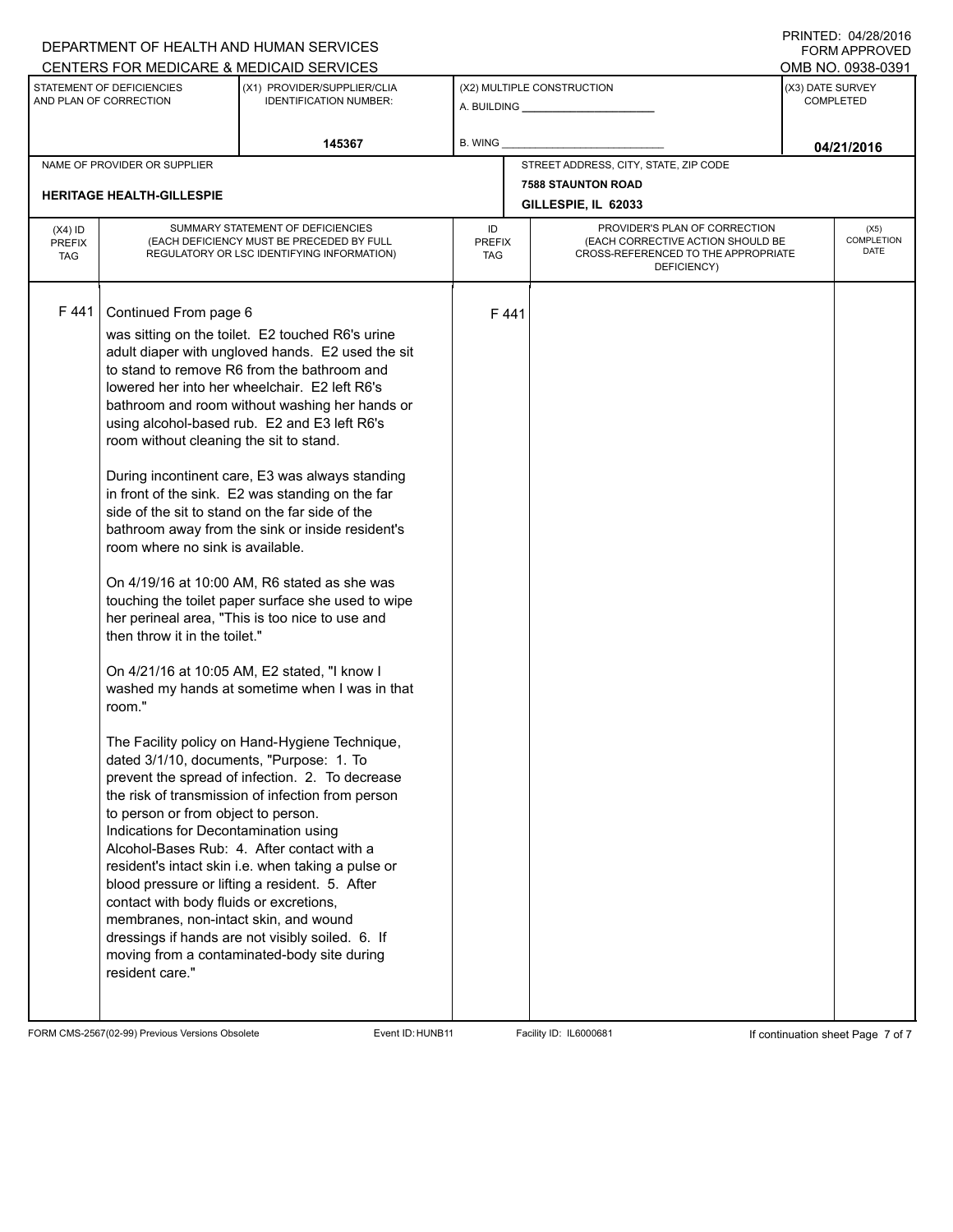DEPARTMENT OF HEALTH AND HUMAN SERVICES
CENTERS FOR MEDICARE & MEDICAID SERVICES

PRINTED: 04/28/2016
FORM APPROVED
OMB NO. 0938-0391

| STATEMENT OF DEFICIENCIES AND PLAN OF CORRECTION | (X1) PROVIDER/SUPPLIER/CLIA IDENTIFICATION NUMBER: | (X2) MULTIPLE CONSTRUCTION | (X3) DATE SURVEY COMPLETED |
|---|---|---|---|
| | 145367 | A. BUILDING ______ B. WING ______ | 04/21/2016 |

| NAME OF PROVIDER OR SUPPLIER | STREET ADDRESS, CITY, STATE, ZIP CODE |
|---|---|
| HERITAGE HEALTH-GILLESPIE | 7588 STAUNTON ROAD GILLESPIE, IL 62033 |

| (X4) ID PREFIX TAG | SUMMARY STATEMENT OF DEFICIENCIES (EACH DEFICIENCY MUST BE PRECEDED BY FULL REGULATORY OR LSC IDENTIFYING INFORMATION) | ID PREFIX TAG | PROVIDER'S PLAN OF CORRECTION (EACH CORRECTIVE ACTION SHOULD BE CROSS-REFERENCED TO THE APPROPRIATE DEFICIENCY) | (X5) COMPLETION DATE |
|---|---|---|---|---|
| F 441 | Continued From page 6 | F 441 | | |

was sitting on the toilet. E2 touched R6's urine adult diaper with ungloved hands. E2 used the sit to stand to remove R6 from the bathroom and lowered her into her wheelchair. E2 left R6's bathroom and room without washing her hands or using alcohol-based rub. E2 and E3 left R6's room without cleaning the sit to stand.

During incontinent care, E3 was always standing in front of the sink. E2 was standing on the far side of the sit to stand on the far side of the bathroom away from the sink or inside resident's room where no sink is available.

On 4/19/16 at 10:00 AM, R6 stated as she was touching the toilet paper surface she used to wipe her perineal area, "This is too nice to use and then throw it in the toilet."

On 4/21/16 at 10:05 AM, E2 stated, "I know I washed my hands at sometime when I was in that room."

The Facility policy on Hand-Hygiene Technique, dated 3/1/10, documents, "Purpose: 1. To prevent the spread of infection. 2. To decrease the risk of transmission of infection from person to person or from object to person.
Indications for Decontamination using Alcohol-Bases Rub: 4. After contact with a resident's intact skin i.e. when taking a pulse or blood pressure or lifting a resident. 5. After contact with body fluids or excretions, membranes, non-intact skin, and wound dressings if hands are not visibly soiled. 6. If moving from a contaminated-body site during resident care."

FORM CMS-2567(02-99) Previous Versions Obsolete — Event ID: HUNB11 — Facility ID: IL6000681